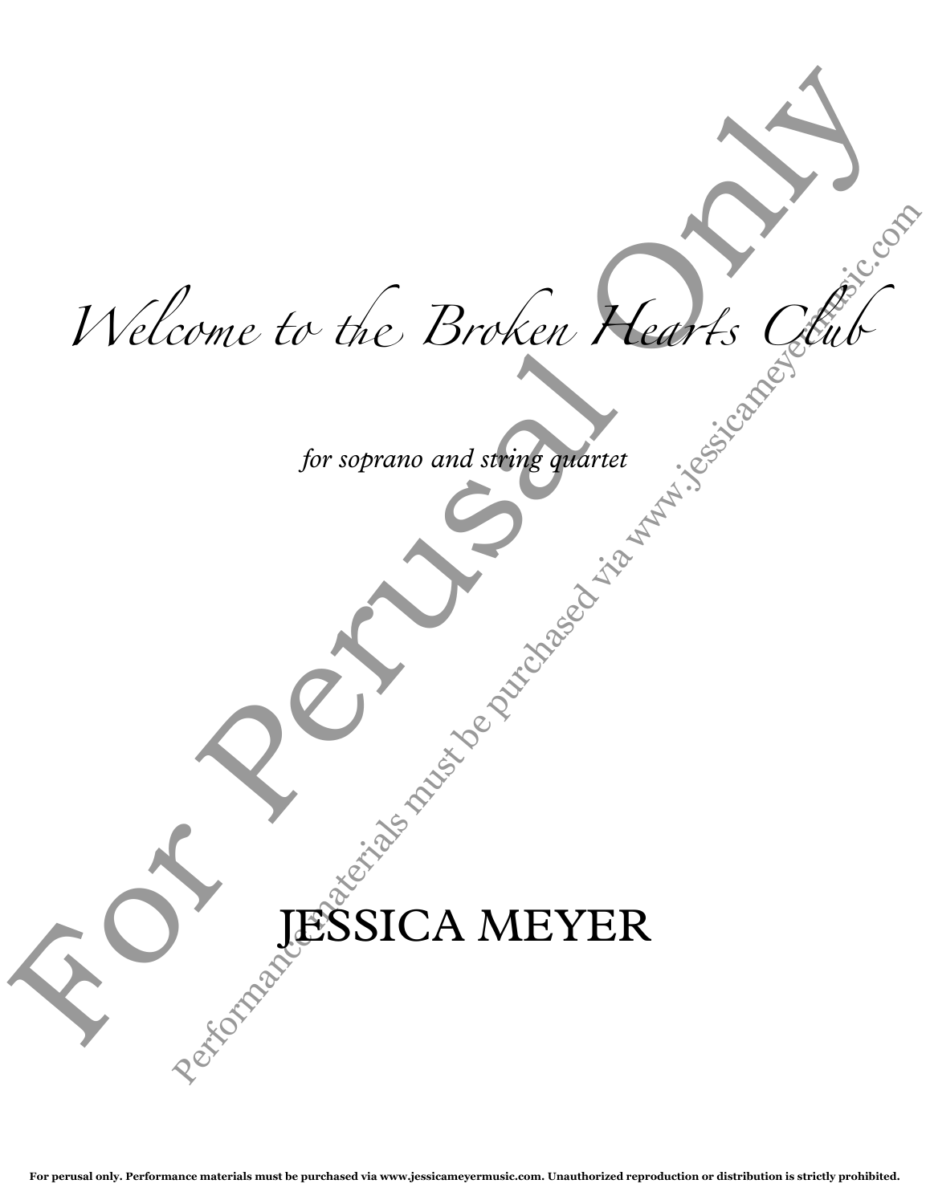# *Welcome to the Broken Hearts Club*

*for soprano and string quartet*

JESSICA MEYER

For Perusal Only

Performance materials must be purchased via www.jessicameyermusic.com

**For perusal only. Performance materials must be purchased via www.jessicameyermusic.com. Unauthorized reproduction or distribution is strictly prohibited.**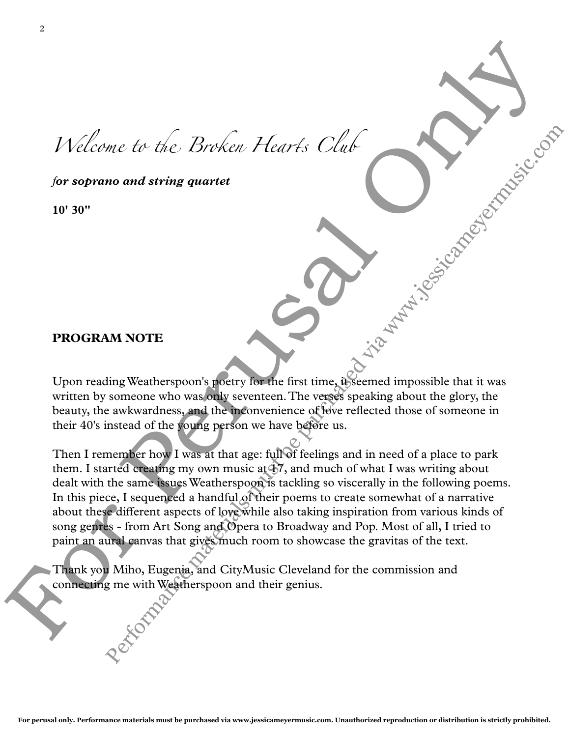# *Welcome to the Broken Hearts Club*

***for soprano and string quartet***

**10' 30"**

## PROGRAM NOTE

Upon reading Weatherspoon's poetry for the first time, it seemed impossible that it was written by someone who was only seventeen. The verses speaking about the glory, the beauty, the awkwardness, and the inconvenience of love reflected those of someone in their 40's instead of the young person we have before us.

Then I remember how I was at that age: full of feelings and in need of a place to park them. I started creating my own music at 17, and much of what I was writing about dealt with the same issues Weatherspoon is tackling so viscerally in the following poems. In this piece, I sequenced a handful of their poems to create somewhat of a narrative about these different aspects of love while also taking inspiration from various kinds of song genres - from Art Song and Opera to Broadway and Pop. Most of all, I tried to paint an aural canvas that gives much room to showcase the gravitas of the text.

Thank you Miho, Eugenia, and CityMusic Cleveland for the commission and connecting me with Weatherspoon and their genius.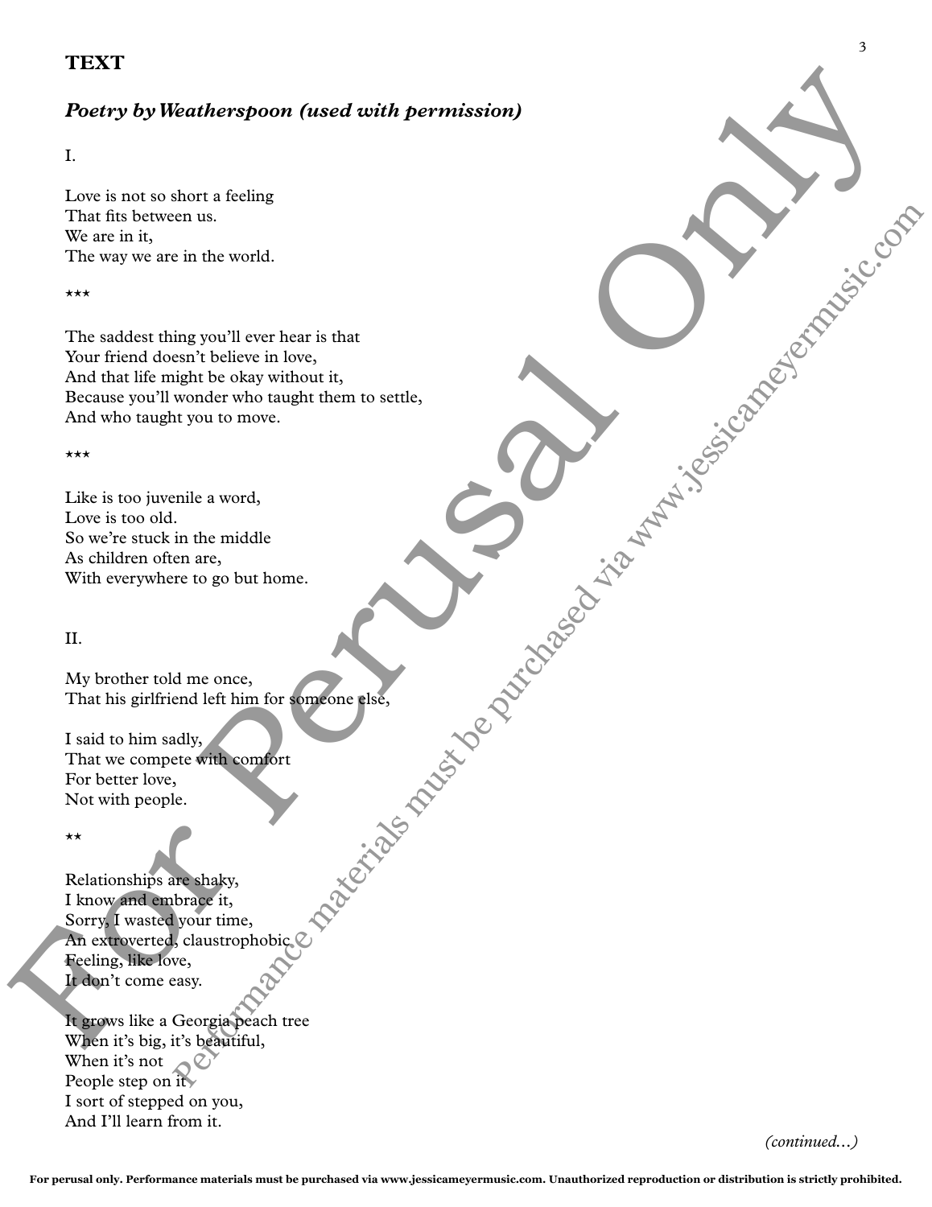## TEXT

### *Poetry by Weatherspoon (used with permission)*

I.

Love is not so short a feeling  
That fits between us.  
We are in it,  
The way we are in the world.

\*\*\*

The saddest thing you'll ever hear is that  
Your friend doesn't believe in love,  
And that life might be okay without it,  
Because you'll wonder who taught them to settle,  
And who taught you to move.

\*\*\*

Like is too juvenile a word,  
Love is too old.  
So we're stuck in the middle  
As children often are,  
With everywhere to go but home.

II.

My brother told me once,  
That his girlfriend left him for someone else,

I said to him sadly,  
That we compete with comfort  
For better love,  
Not with people.

\*\*

Relationships are shaky,  
I know and embrace it,  
Sorry, I wasted your time,  
An extroverted, claustrophobic  
Feeling, like love,  
It don't come easy.

It grows like a Georgia peach tree  
When it's big, it's beautiful,  
When it's not  
People step on it  
I sort of stepped on you,  
And I'll learn from it.

*(continued…)*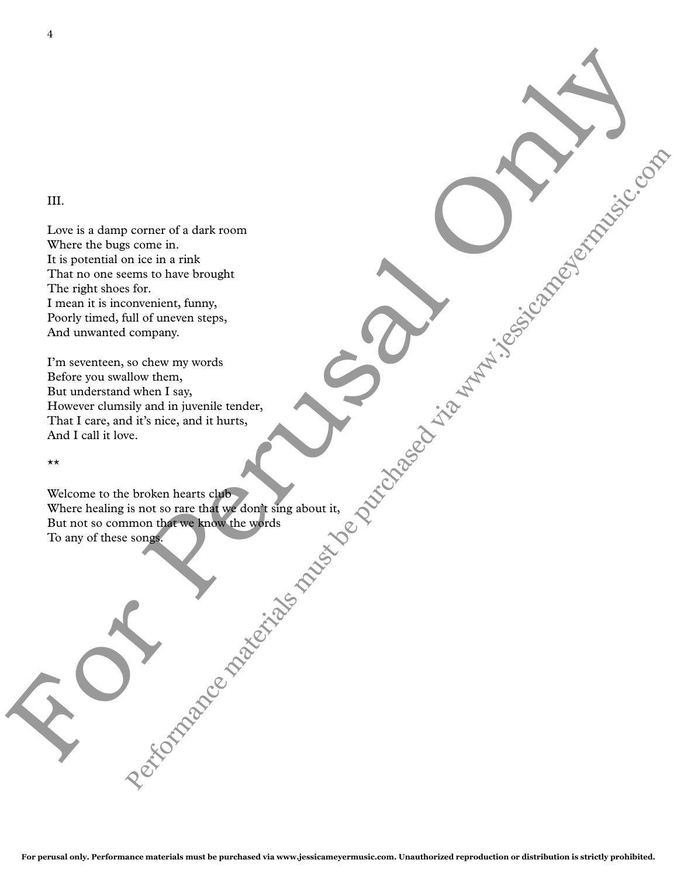III.

Love is a damp corner of a dark room  
Where the bugs come in.  
It is potential on ice in a rink  
That no one seems to have brought  
The right shoes for.  
I mean it is inconvenient, funny,  
Poorly timed, full of uneven steps,  
And unwanted company.

I'm seventeen, so chew my words  
Before you swallow them,  
But understand when I say,  
However clumsily and in juvenile tender,  
That I care, and it's nice, and it hurts,  
And I call it love.

**

Welcome to the broken hearts club  
Where healing is not so rare that we don't sing about it,  
But not so common that we know the words  
To any of these songs.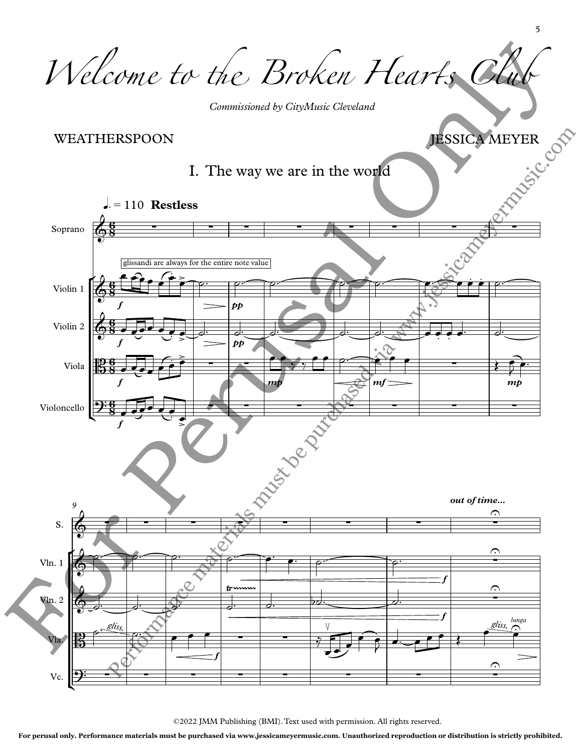# Welcome to the Broken Hearts Club

*Commissioned by CityMusic Cleveland*

WEATHERSPOON

JESSICA MEYER

## I. The way we are in the world

♩. = 110 **Restless**

glissandi are always for the entire note value

*out of time...*

©2022 JMM Publishing (BMI). Text used with permission. All rights reserved.

**For perusal only. Performance materials must be purchased via www.jessicameyermusic.com. Unauthorized reproduction or distribution is strictly prohibited.**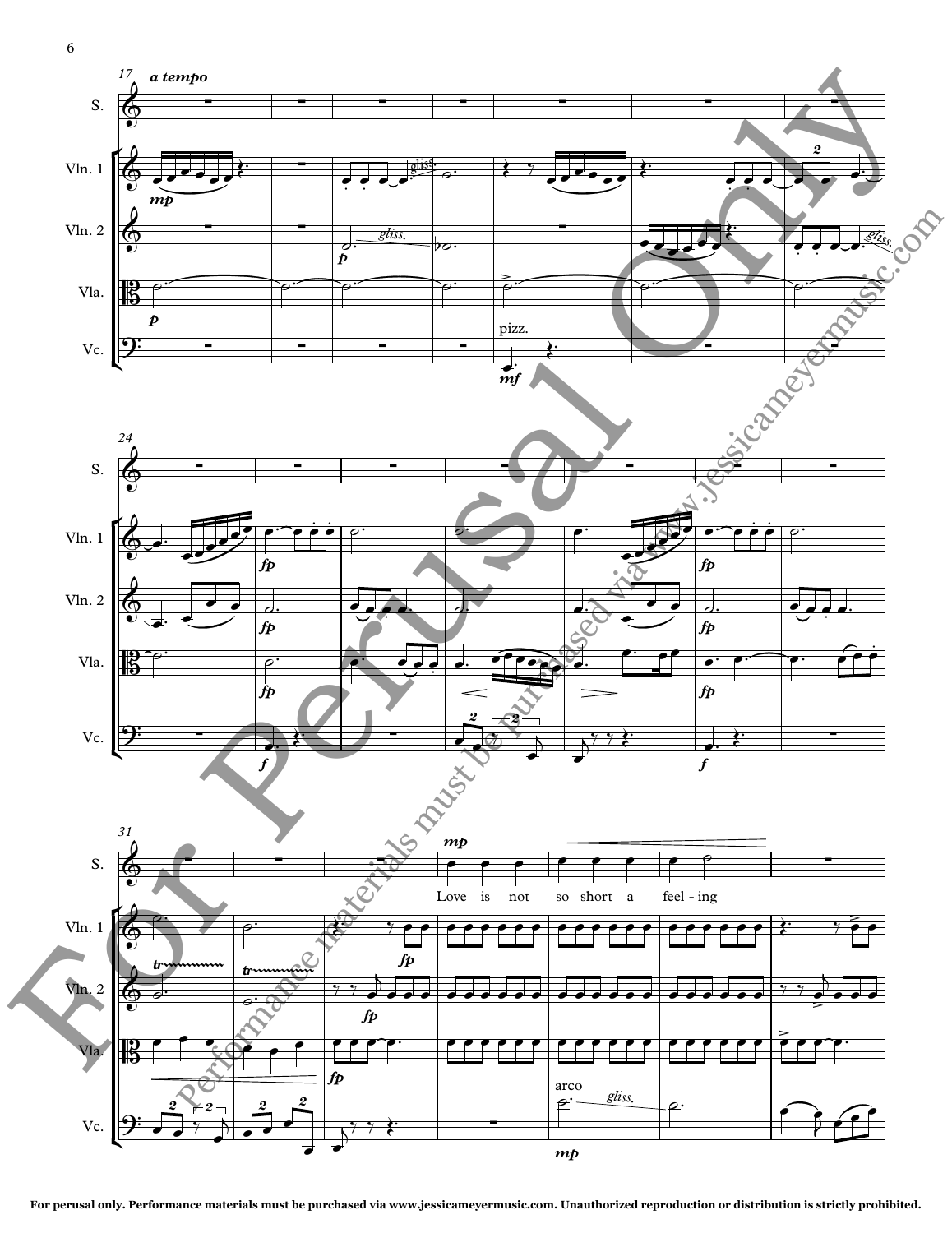For perusal only. Performance materials must be purchased via www.jessicameyermusic.com. Unauthorized reproduction or distribution is strictly prohibited.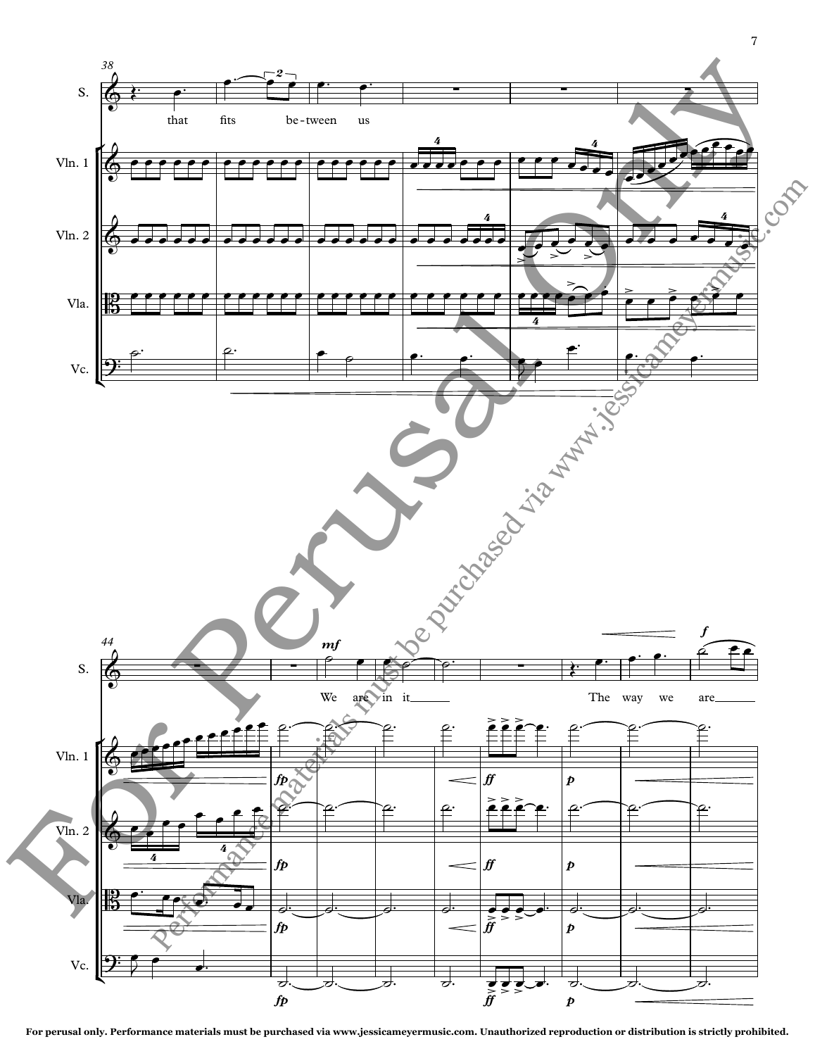38

S.: that fits be-tween us

Vln. 1

Vln. 2

Vla.

Vc.

44

S.: *mf* We are in it___ The way we *f* are___

Vln. 1: *fp* *ff* *p*

Vln. 2: *fp* *ff* *p*

Vla.: *fp* *ff* *p*

Vc.: *fp* *ff* *p*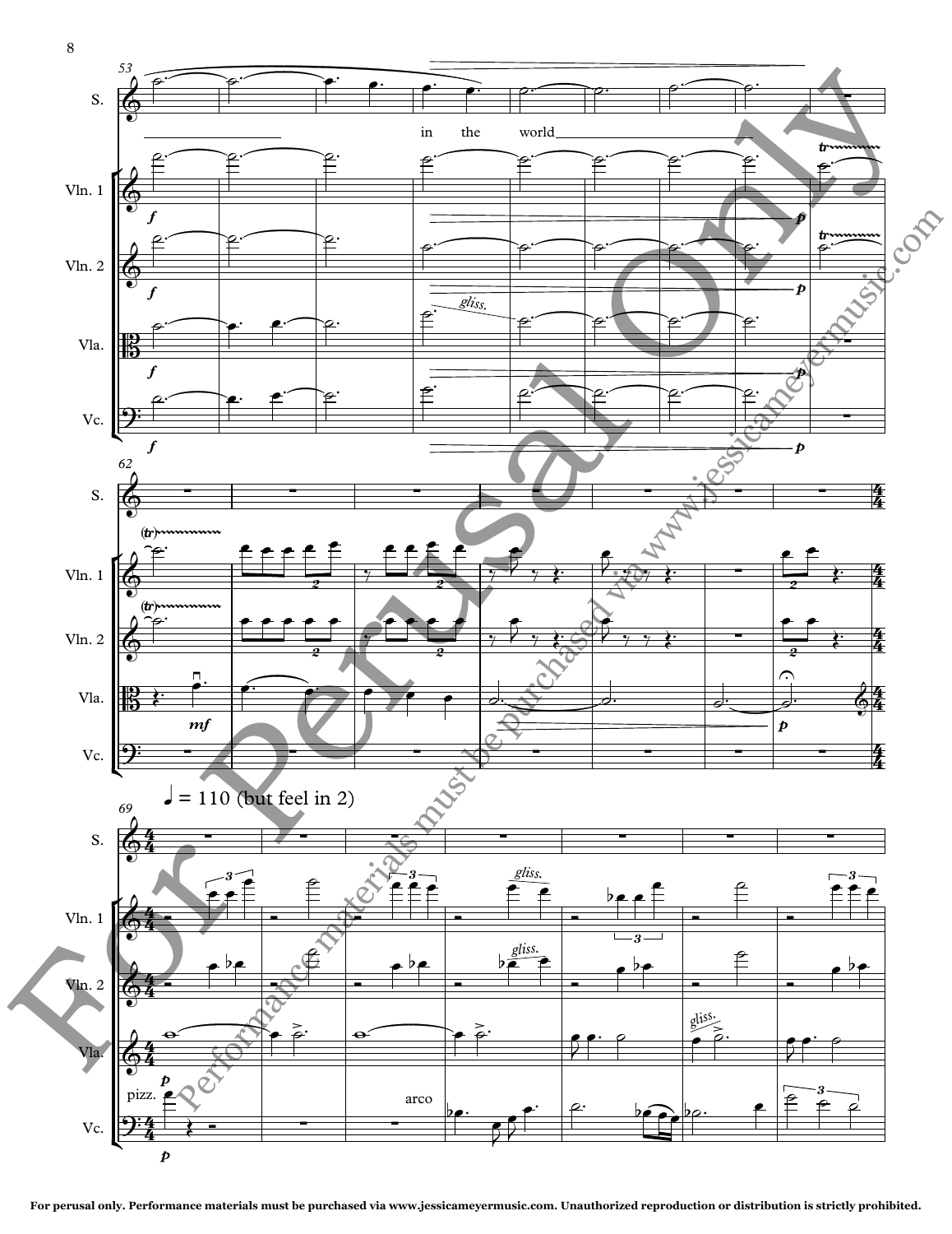in the world

♩ = 110 (but feel in 2)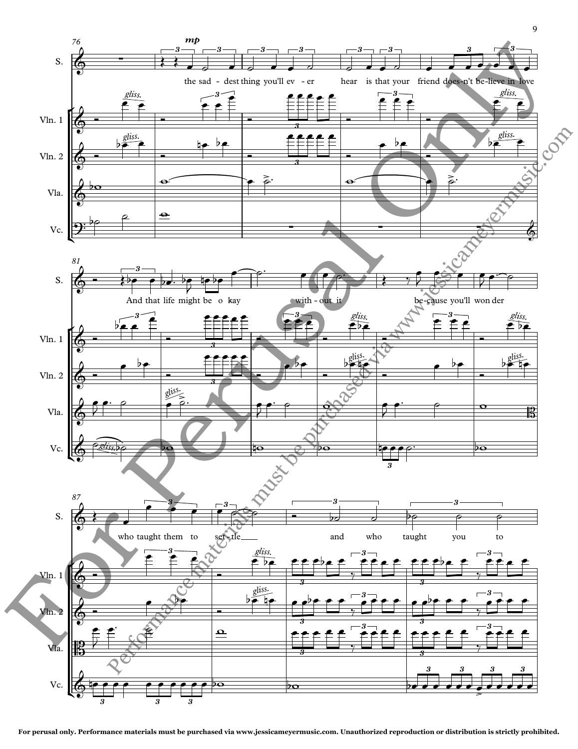**S.** the sad - dest thing you'll ev - er hear is that your friend does-n't be-lieve in love

And that life might be o kay with - out it be-cause you'll won der

who taught them to set - tle___ and who taught you to

For perusal only. Performance materials must be purchased via www.jessicameyermusic.com. Unauthorized reproduction or distribution is strictly prohibited.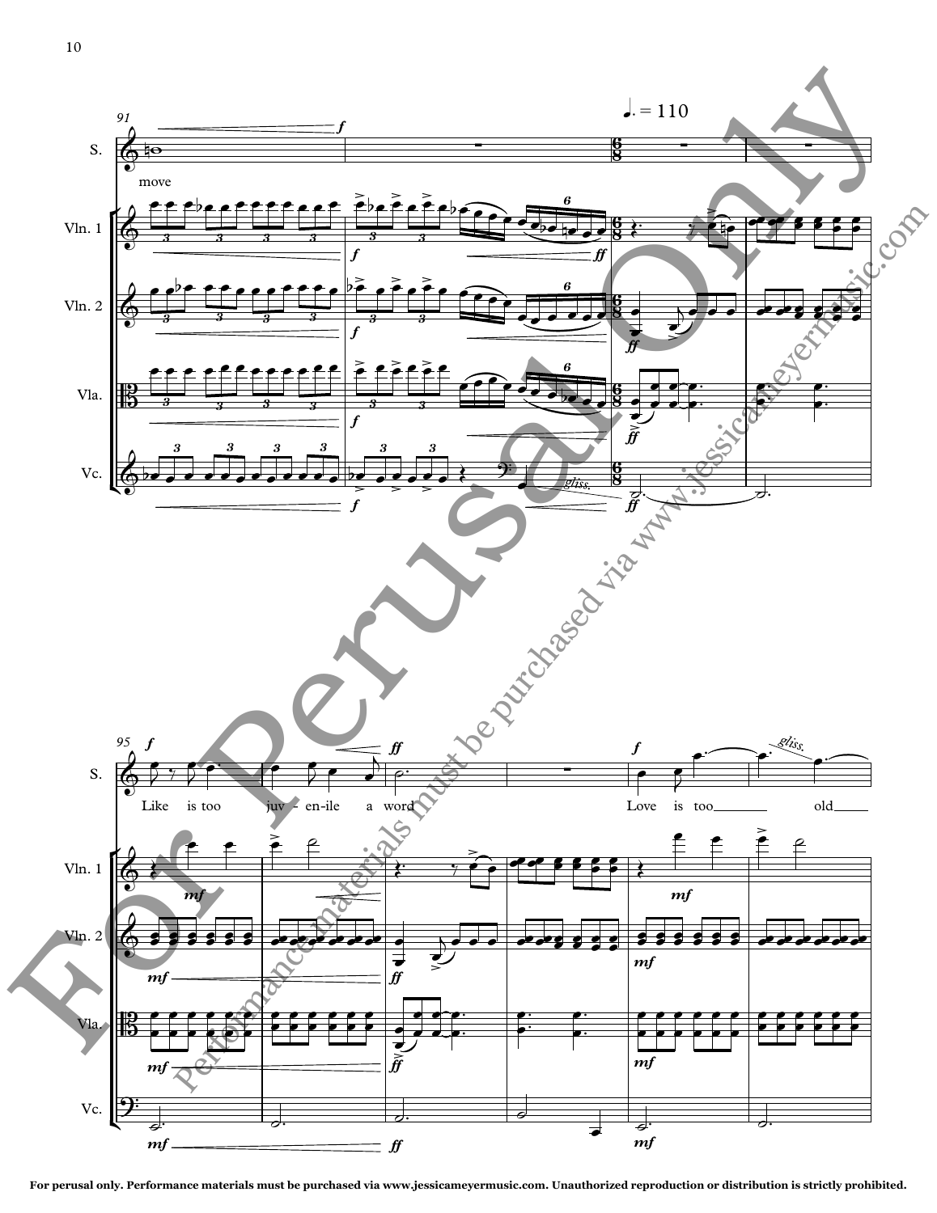♩. = 110

S.

move

Vln. 1

Vln. 2

Vla.

Vc.

Like is too juv - en-ile a word

Love is too old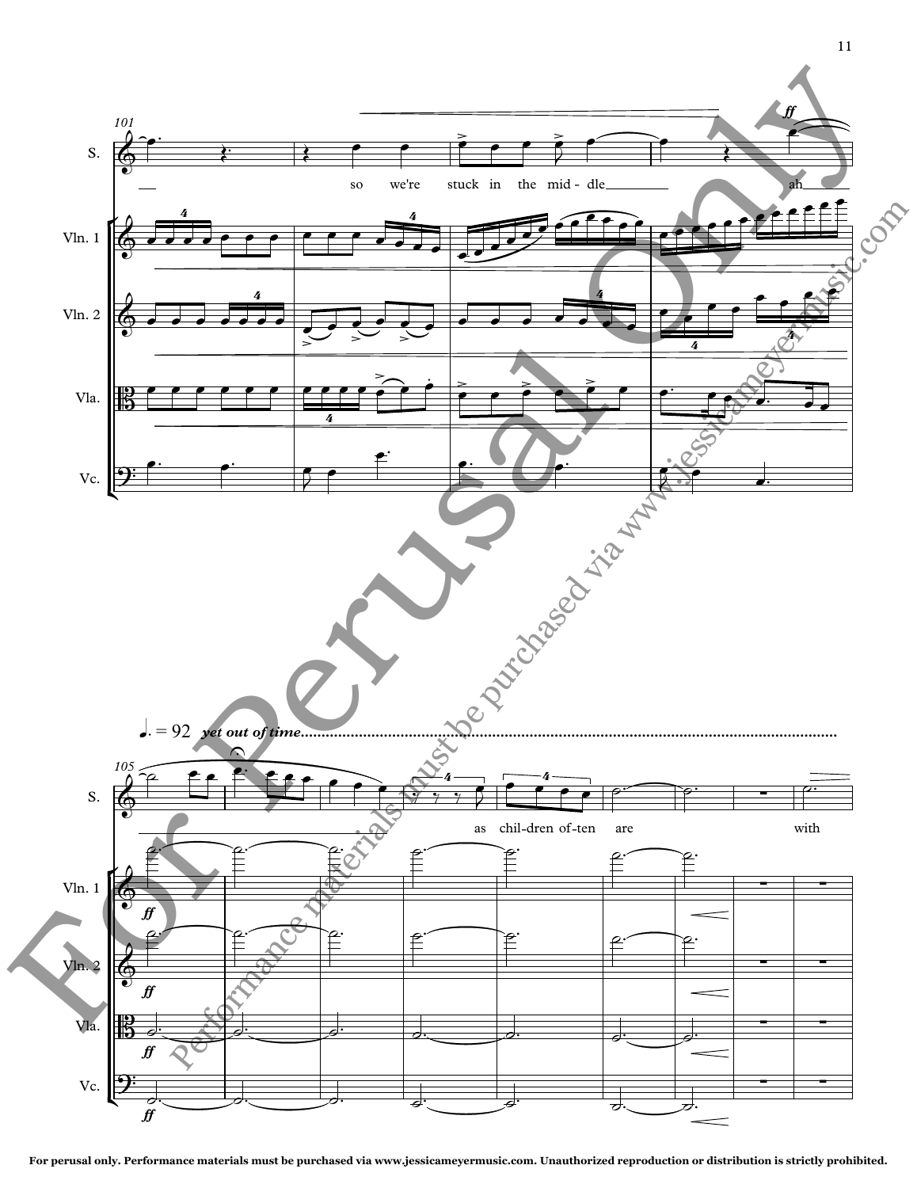For perusal only. Performance materials must be purchased via www.jessicameyermusic.com. Unauthorized reproduction or distribution is strictly prohibited.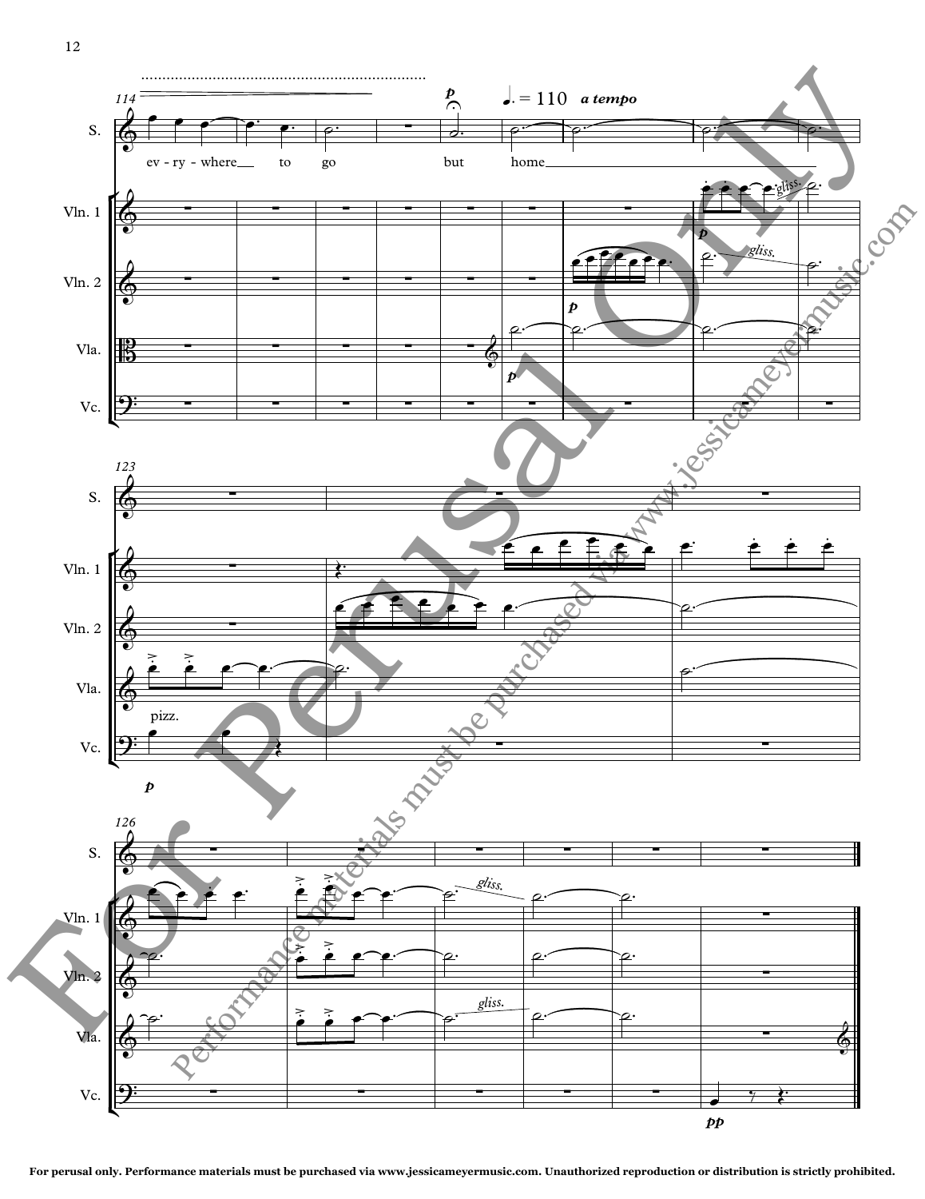For perusal only. Performance materials must be purchased via www.jessicameyermusic.com. Unauthorized reproduction or distribution is strictly prohibited.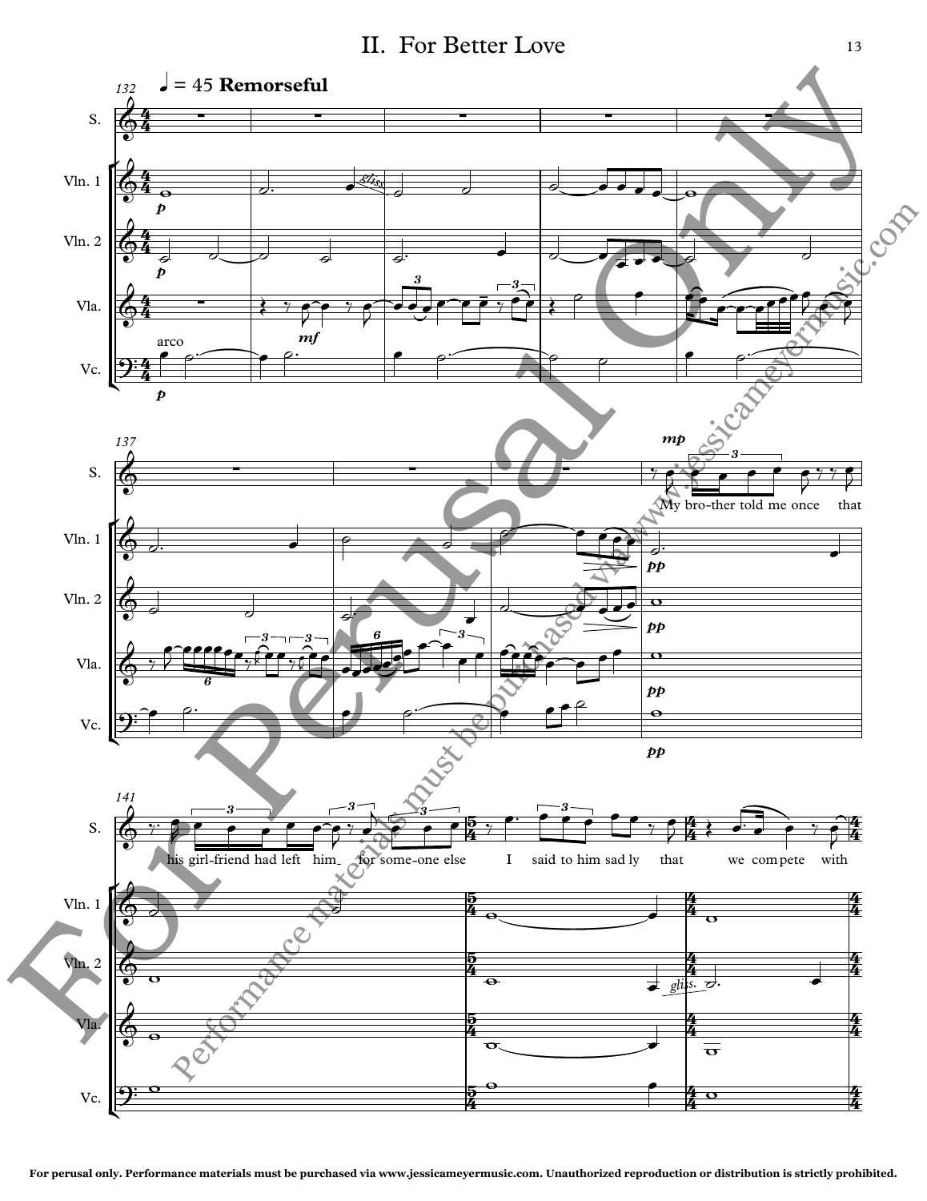# II. For Better Love

♩ = 45 **Remorseful**

My bro-ther told me once that his girl-friend had left him for some-one else I said to him sad ly that we com pete with

For perusal only. Performance materials must be purchased via www.jessicameyermusic.com. Unauthorized reproduction or distribution is strictly prohibited.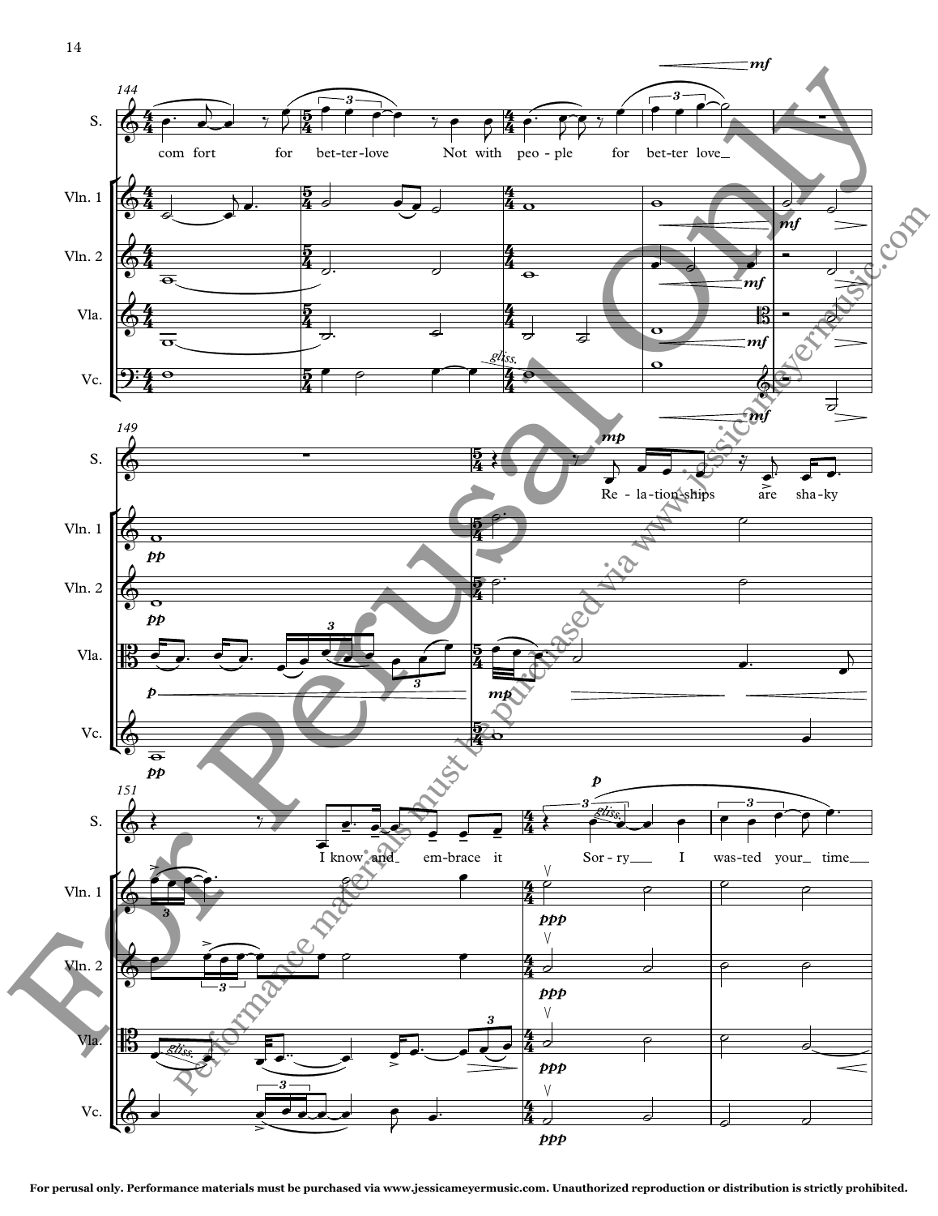com fort for bet-ter-love Not with peo-ple for bet-ter love

Re - la-tion-ships are sha-ky

I know and em-brace it Sor - ry I was-ted your time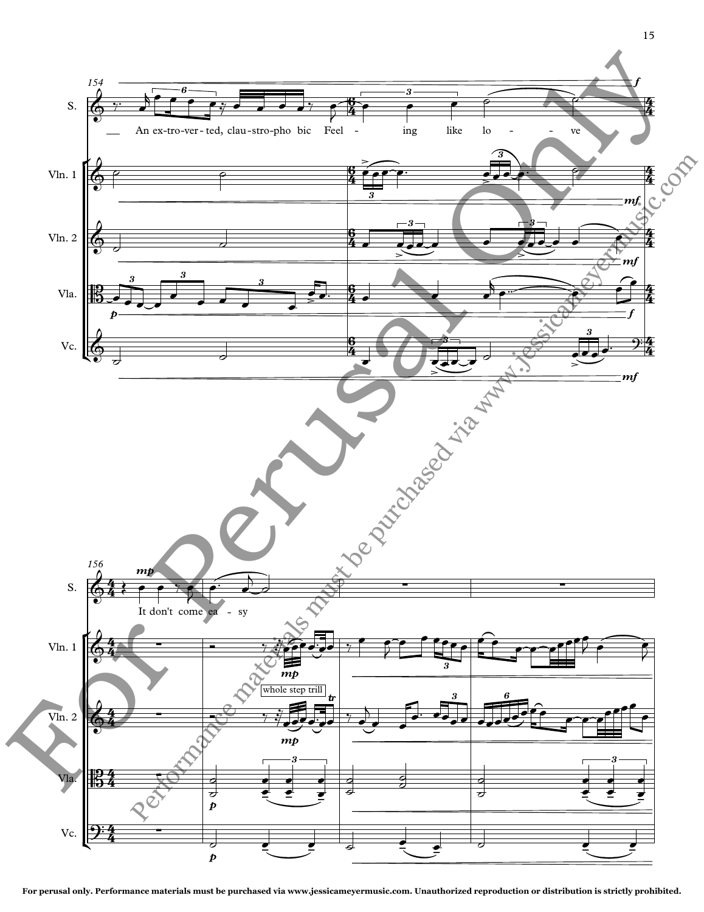154

S.: An ex-tro-ver-ted, clau-stro-pho bic Feel - ing like lo - ve

Vln. 1

Vln. 2

Vla.

Vc.

156

S.: It don't come ea - sy

Vln. 1

Vln. 2 — whole step trill

Vla.

Vc.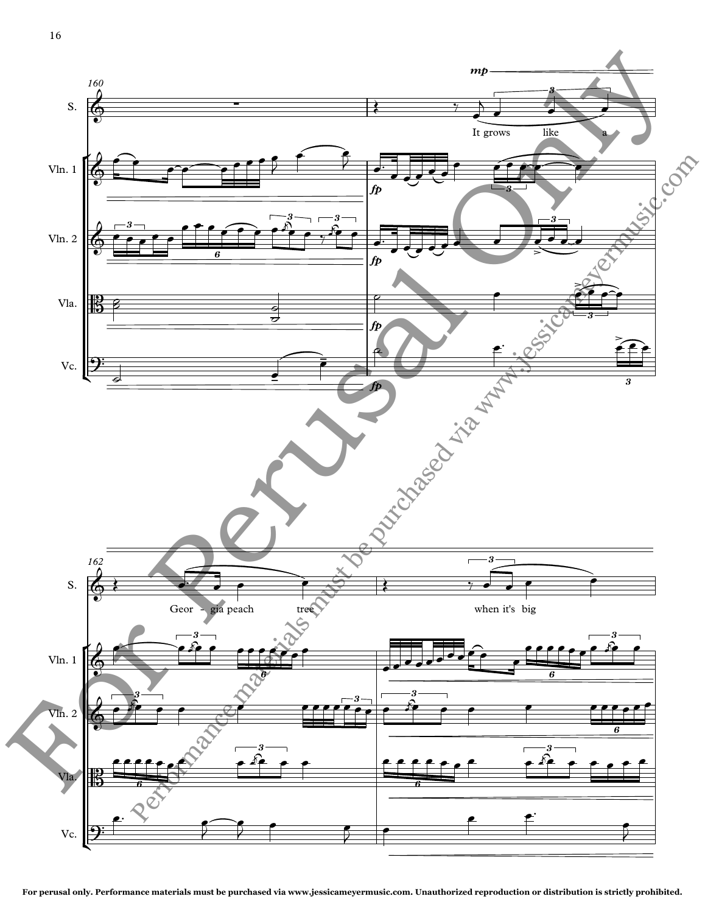For perusal only. Performance materials must be purchased via www.jessicameyermusic.com. Unauthorized reproduction or distribution is strictly prohibited.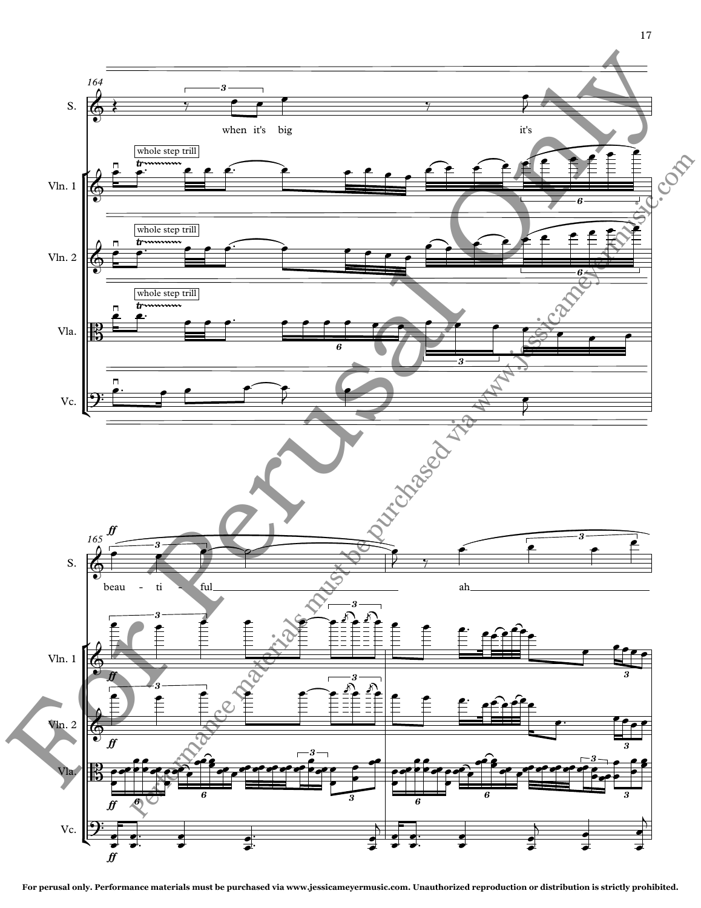164

S.

when it's big it's

Vln. 1 — whole step trill

Vln. 2 — whole step trill

Vla. — whole step trill

Vc.

165

S.

beau - ti - ful ah

Vln. 1

Vln. 2

Vla.

Vc.

For perusal only. Performance materials must be purchased via www.jessicameyermusic.com. Unauthorized reproduction or distribution is strictly prohibited.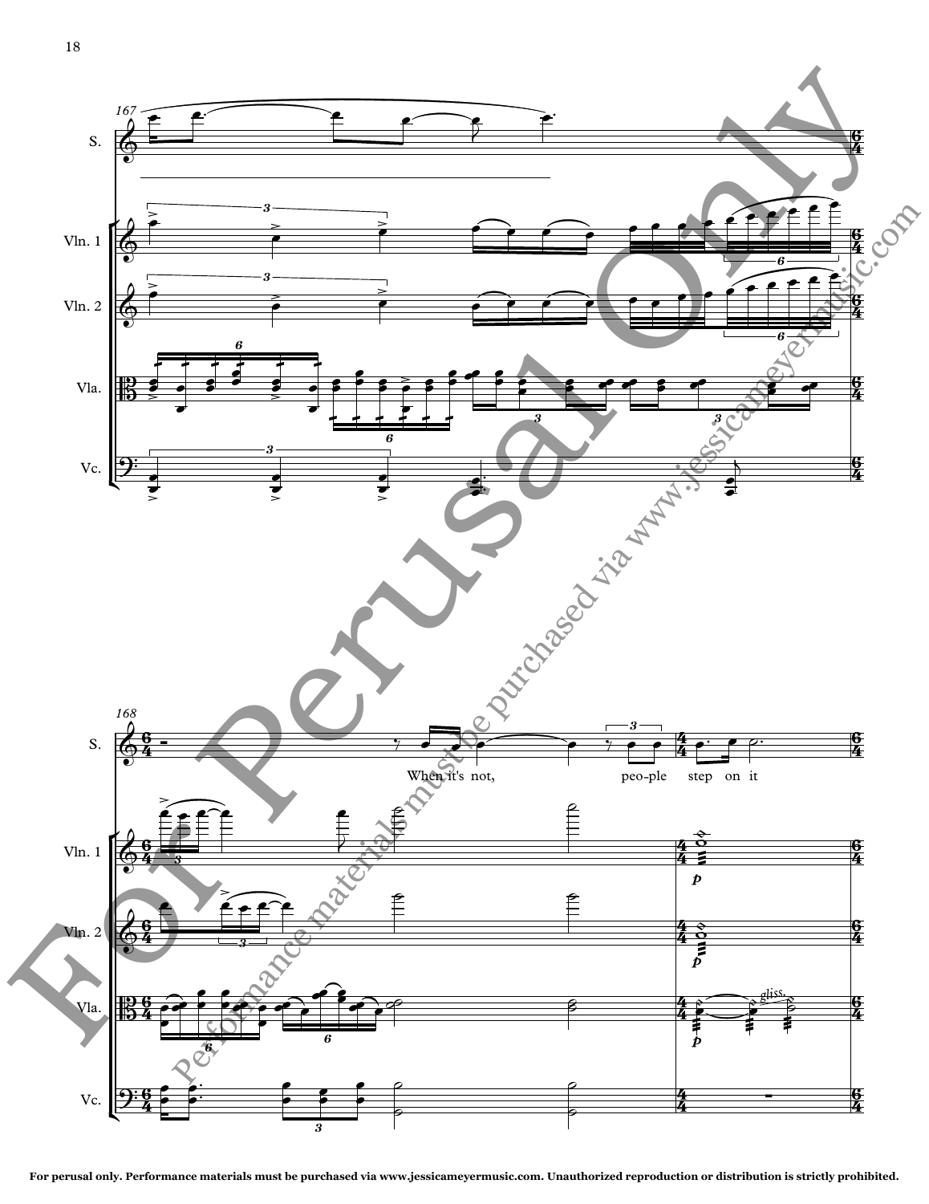S.

Vln. 1

Vln. 2

Vla.

Vc.

When it's not, peo-ple step on it

For perusal only. Performance materials must be purchased via www.jessicameyermusic.com. Unauthorized reproduction or distribution is strictly prohibited.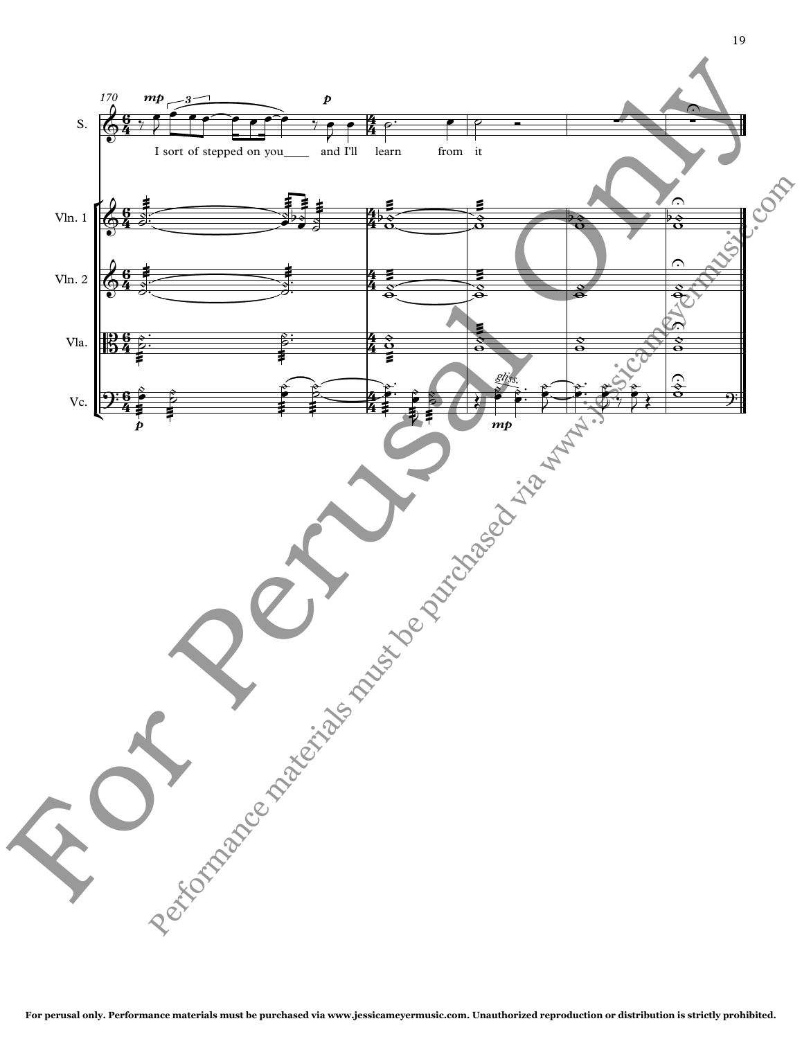170

S.

I sort of stepped on you___ and I'll learn from it

Vln. 1

Vln. 2

Vla.

Vc.

For Perusal Only

Performance materials must be purchased via www.jessicameyermusic.com

**For perusal only. Performance materials must be purchased via www.jessicameyermusic.com. Unauthorized reproduction or distribution is strictly prohibited.**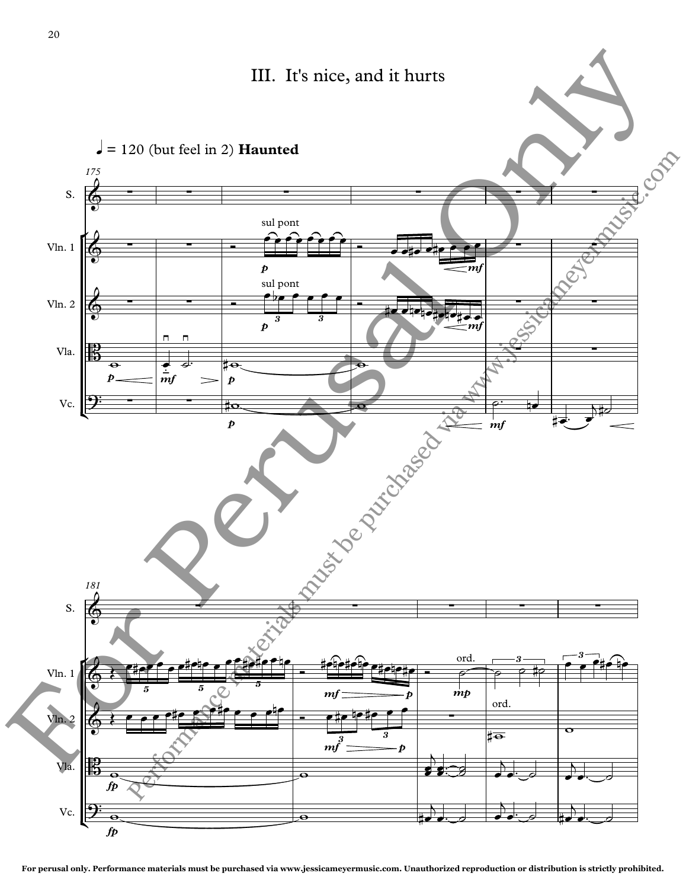# III. It's nice, and it hurts

♩ = 120 (but feel in 2) **Haunted**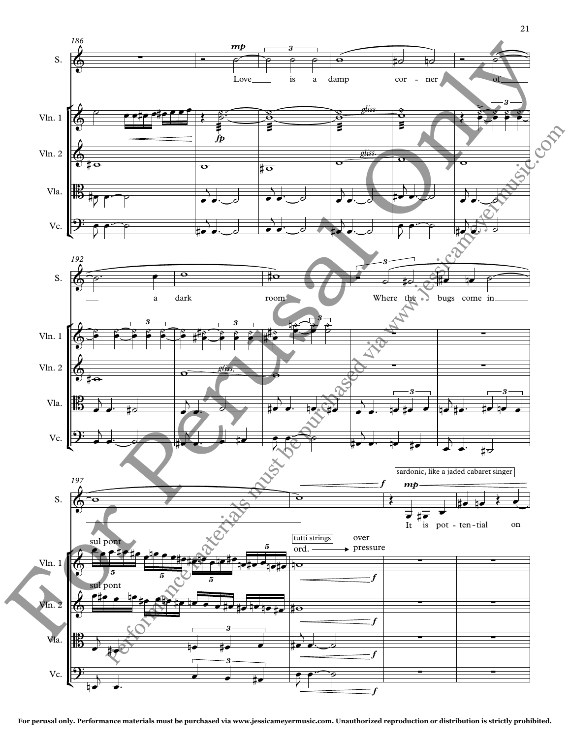186

S.: Love is a damp cor - ner of

Vln. 1, Vln. 2, Vla., Vc.

*mp* *fp* *gliss.* *gliss.*

192

S.: a dark room Where the bugs come in

Vln. 1, Vln. 2, Vla., Vc.

*gliss.*

197

S.: It is pot - ten - tial on

sardonic, like a jaded cabaret singer

*f* *mp*

Vln. 1: sul pont — tutti strings — ord. → over pressure

Vln. 2: sul pont

Vla., Vc.

*f*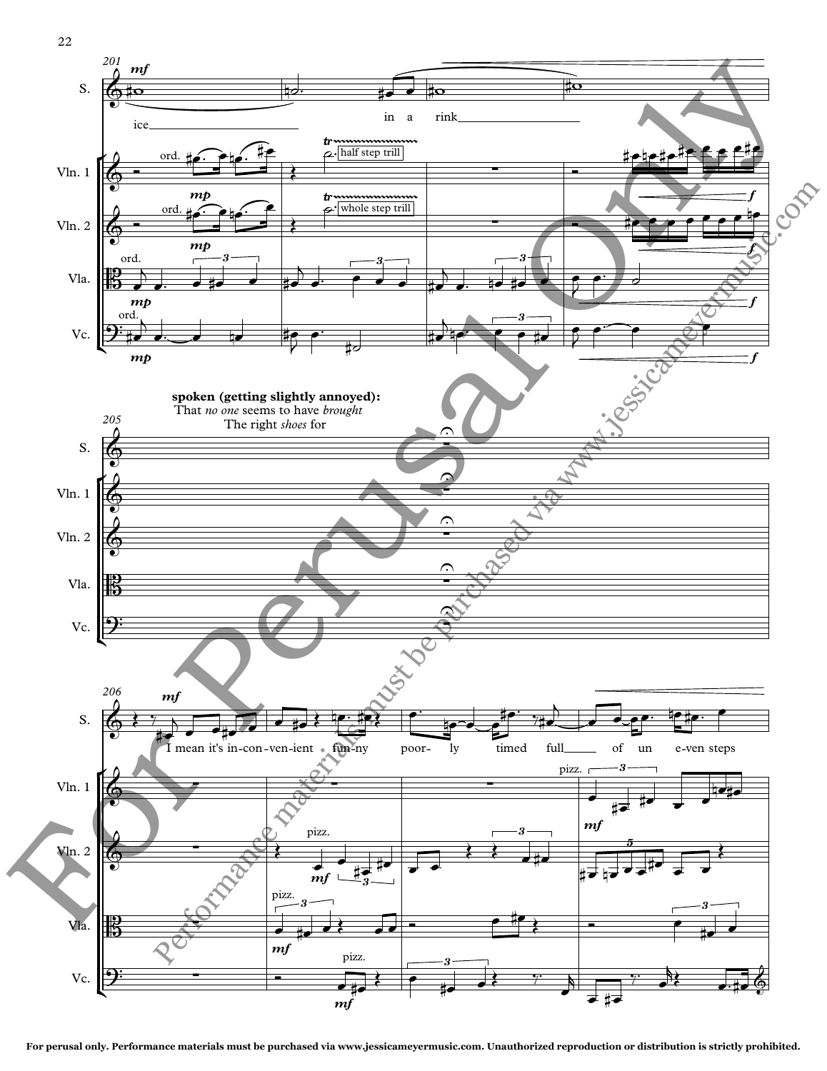**spoken (getting slightly annoyed):**
That *no one* seems to have *brought*
The right *shoes* for

For perusal only. Performance materials must be purchased via www.jessicameyermusic.com. Unauthorized reproduction or distribution is strictly prohibited.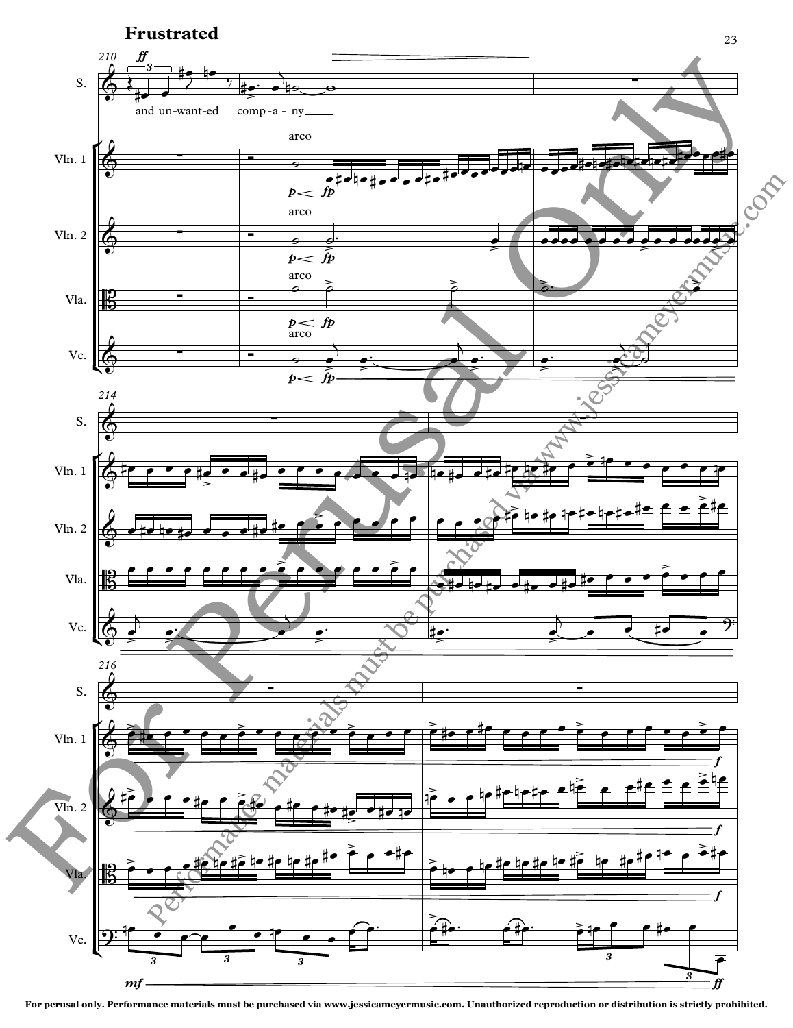**Frustrated**

and un-want-ed comp-a-ny

For Perusal Only

Performance materials must be purchased via www.jessicameyermusic.com

For perusal only. Performance materials must be purchased via www.jessicameyermusic.com. Unauthorized reproduction or distribution is strictly prohibited.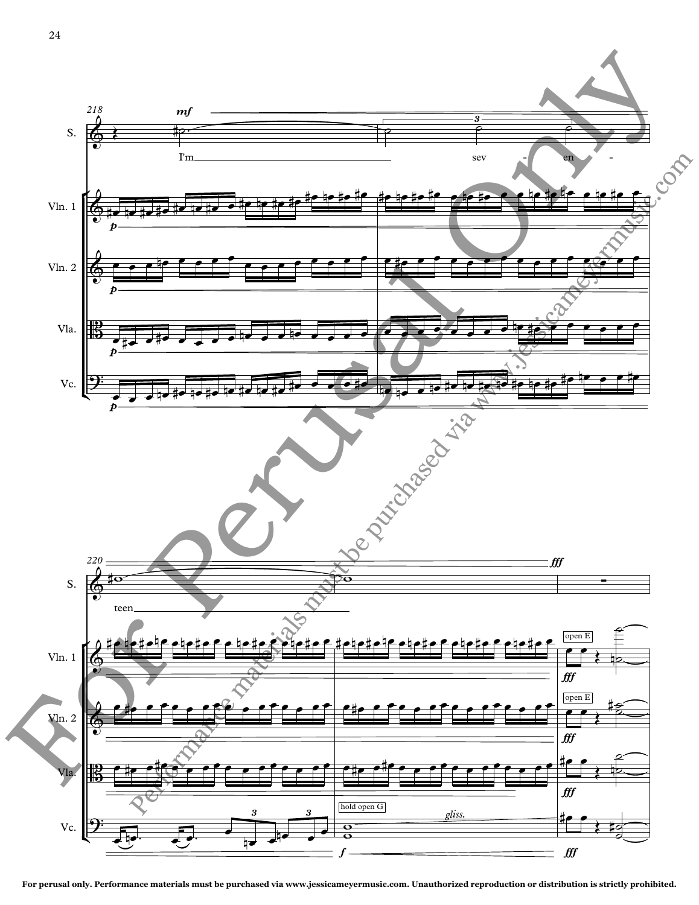For perusal only. Performance materials must be purchased via www.jessicameyermusic.com. Unauthorized reproduction or distribution is strictly prohibited.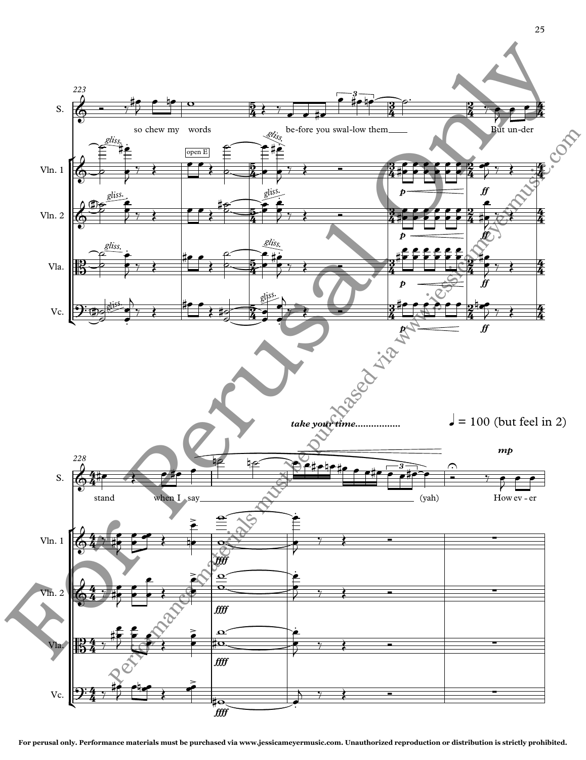For perusal only. Performance materials must be purchased via www.jessicameyermusic.com. Unauthorized reproduction or distribution is strictly prohibited.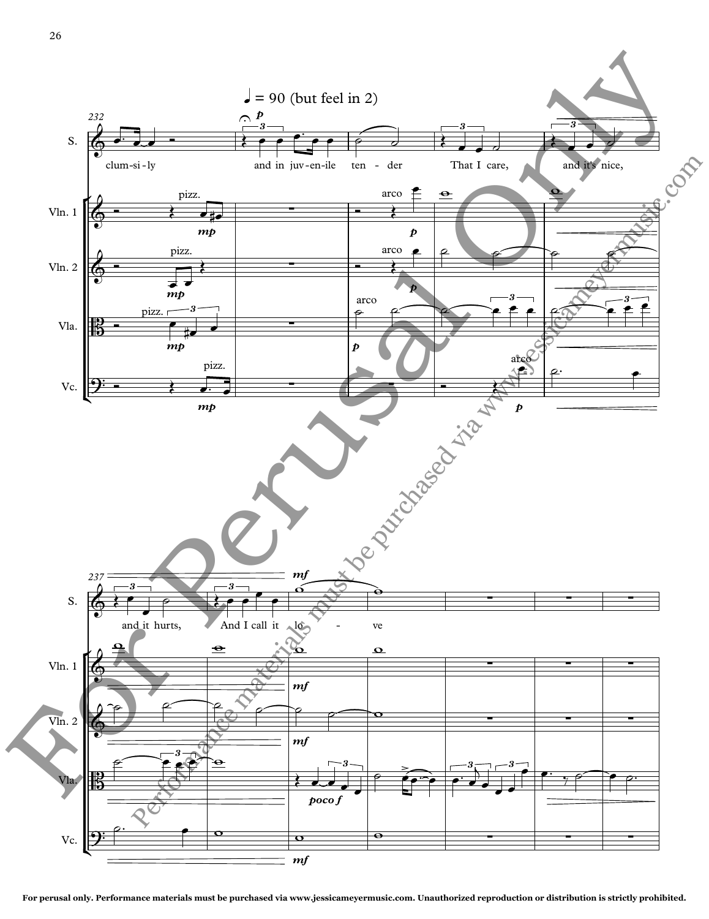♩ = 90 (but feel in 2)

clum-si-ly and in juv-en-ile ten - der That I care, and it's nice,

and it hurts, And I call it lo - ve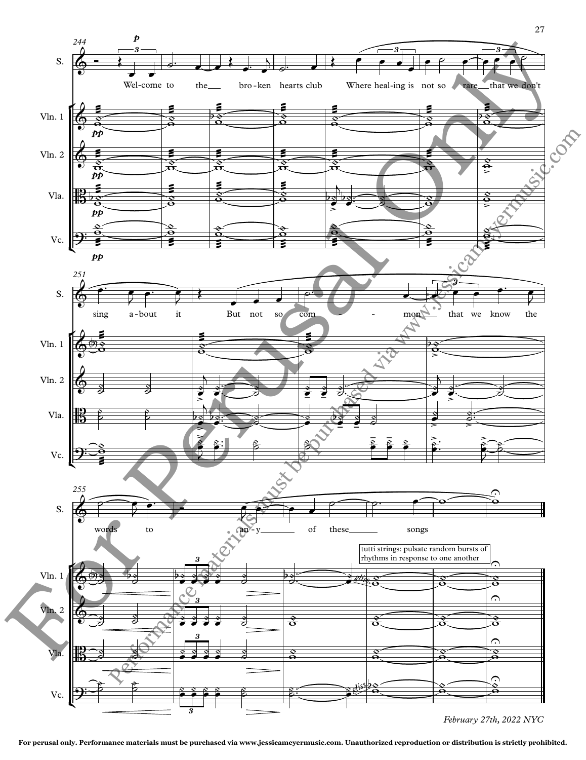Welcome to the broken hearts club
Where healing is not so rare that we don't sing about it
But not so common that we know the words to any of these songs

tutti strings: pulsate random bursts of rhythms in response to one another

*February 27th, 2022 NYC*

For perusal only. Performance materials must be purchased via www.jessicameyermusic.com. Unauthorized reproduction or distribution is strictly prohibited.